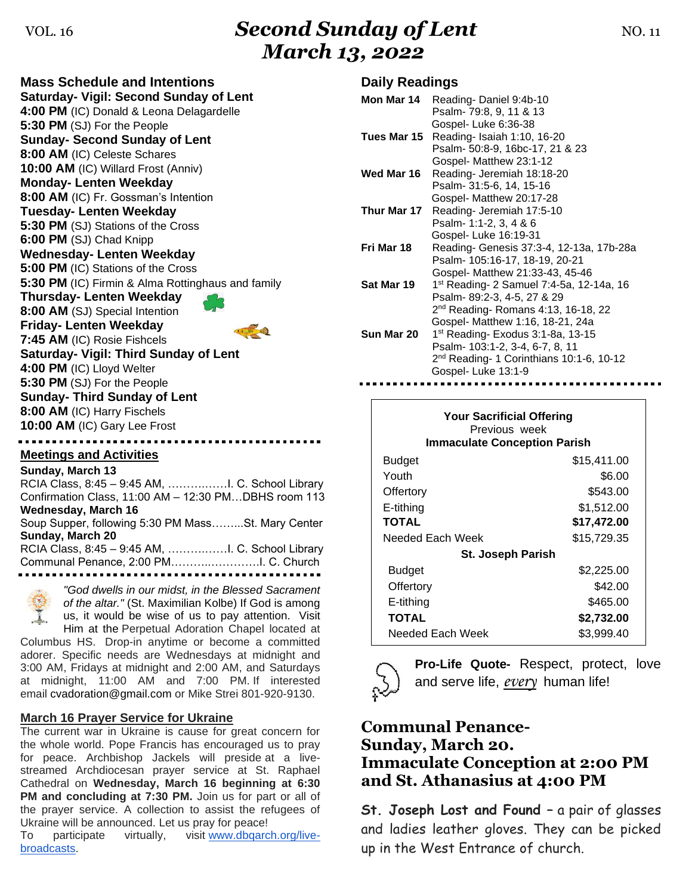VOL. 16 — NO. 11

# Second Sunday of Lent
# March 13, 2022

## Mass Schedule and Intentions

**Saturday- Vigil: Second Sunday of Lent**
**4:00 PM** (IC) Donald & Leona Delagardelle
**5:30 PM** (SJ) For the People
**Sunday- Second Sunday of Lent**
**8:00 AM** (IC) Celeste Schares
**10:00 AM** (IC) Willard Frost (Anniv)
**Monday- Lenten Weekday**
**8:00 AM** (IC) Fr. Gossman's Intention
**Tuesday- Lenten Weekday**
**5:30 PM** (SJ) Stations of the Cross
**6:00 PM** (SJ) Chad Knipp
**Wednesday- Lenten Weekday**
**5:00 PM** (IC) Stations of the Cross
**5:30 PM** (IC) Firmin & Alma Rottinghaus and family
**Thursday- Lenten Weekday**
**8:00 AM** (SJ) Special Intention
**Friday- Lenten Weekday**
**7:45 AM** (IC) Rosie Fishcels
**Saturday- Vigil: Third Sunday of Lent**
**4:00 PM** (IC) Lloyd Welter
**5:30 PM** (SJ) For the People
**Sunday- Third Sunday of Lent**
**8:00 AM** (IC) Harry Fischels
**10:00 AM** (IC) Gary Lee Frost

## Meetings and Activities

**Sunday, March 13**
RCIA Class, 8:45 – 9:45 AM, ……………I. C. School Library
Confirmation Class, 11:00 AM – 12:30 PM…DBHS room 113
**Wednesday, March 16**
Soup Supper, following 5:30 PM Mass……...St. Mary Center
**Sunday, March 20**
RCIA Class, 8:45 – 9:45 AM, ……………I. C. School Library
Communal Penance, 2:00 PM……………………I. C. Church

*"God dwells in our midst, in the Blessed Sacrament of the altar."* (St. Maximilian Kolbe) If God is among us, it would be wise of us to pay attention. Visit Him at the Perpetual Adoration Chapel located at Columbus HS. Drop-in anytime or become a committed adorer. Specific needs are Wednesdays at midnight and 3:00 AM, Fridays at midnight and 2:00 AM, and Saturdays at midnight, 11:00 AM and 7:00 PM. If interested email cvadoration@gmail.com or Mike Strei 801-920-9130.

## March 16 Prayer Service for Ukraine

The current war in Ukraine is cause for great concern for the whole world. Pope Francis has encouraged us to pray for peace. Archbishop Jackels will preside at a live-streamed Archdiocesan prayer service at St. Raphael Cathedral on **Wednesday, March 16 beginning at 6:30 PM and concluding at 7:30 PM.** Join us for part or all of the prayer service. A collection to assist the refugees of Ukraine will be announced. Let us pray for peace!
To participate virtually, visit www.dbqarch.org/live-broadcasts.

## Daily Readings

| | |
|---|---|
| **Mon Mar 14** | Reading- Daniel 9:4b-10<br>Psalm- 79:8, 9, 11 & 13<br>Gospel- Luke 6:36-38 |
| **Tues Mar 15** | Reading- Isaiah 1:10, 16-20<br>Psalm- 50:8-9, 16bc-17, 21 & 23<br>Gospel- Matthew 23:1-12 |
| **Wed Mar 16** | Reading- Jeremiah 18:18-20<br>Psalm- 31:5-6, 14, 15-16<br>Gospel- Matthew 20:17-28 |
| **Thur Mar 17** | Reading- Jeremiah 17:5-10<br>Psalm- 1:1-2, 3, 4 & 6<br>Gospel- Luke 16:19-31 |
| **Fri Mar 18** | Reading- Genesis 37:3-4, 12-13a, 17b-28a<br>Psalm- 105:16-17, 18-19, 20-21<br>Gospel- Matthew 21:33-43, 45-46 |
| **Sat Mar 19** | 1st Reading- 2 Samuel 7:4-5a, 12-14a, 16<br>Psalm- 89:2-3, 4-5, 27 & 29<br>2nd Reading- Romans 4:13, 16-18, 22<br>Gospel- Matthew 1:16, 18-21, 24a |
| **Sun Mar 20** | 1st Reading- Exodus 3:1-8a, 13-15<br>Psalm- 103:1-2, 3-4, 6-7, 8, 11<br>2nd Reading- 1 Corinthians 10:1-6, 10-12<br>Gospel- Luke 13:1-9 |

**Your Sacrificial Offering**
Previous week

| **Immaculate Conception Parish** | |
|---|---|
| Budget | $15,411.00 |
| Youth | $6.00 |
| Offertory | $543.00 |
| E-tithing | $1,512.00 |
| **TOTAL** | **$17,472.00** |
| Needed Each Week | $15,729.35 |
| **St. Joseph Parish** | |
| Budget | $2,225.00 |
| Offertory | $42.00 |
| E-tithing | $465.00 |
| **TOTAL** | **$2,732.00** |
| Needed Each Week | $3,999.40 |

**Pro-Life Quote-** Respect, protect, love and serve life, *every* human life!

## Communal Penance- Sunday, March 20. Immaculate Conception at 2:00 PM and St. Athanasius at 4:00 PM

**St. Joseph Lost and Found** – a pair of glasses and ladies leather gloves. They can be picked up in the West Entrance of church.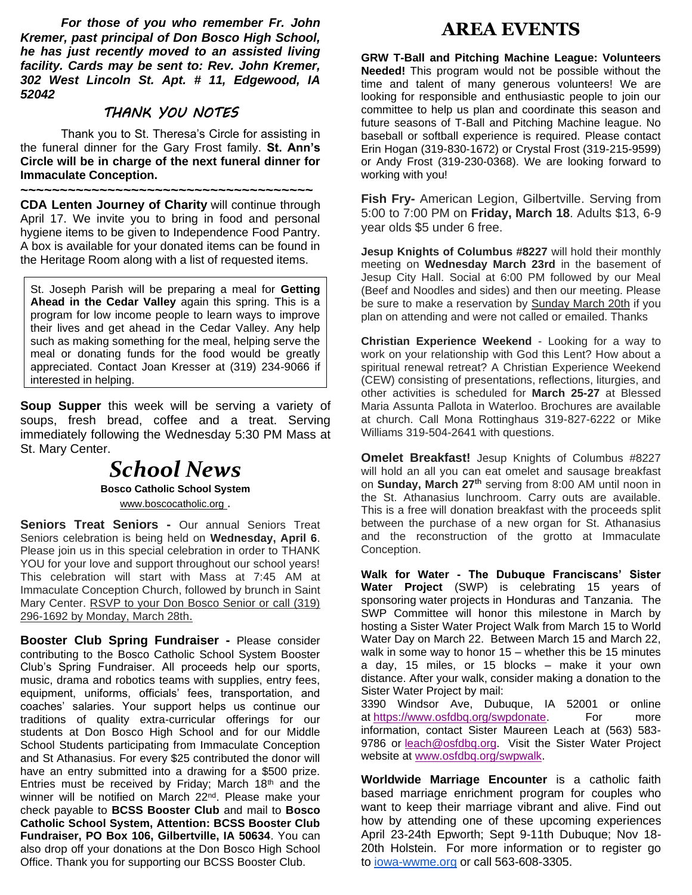***For those of you who remember Fr. John Kremer, past principal of Don Bosco High School, he has just recently moved to an assisted living facility. Cards may be sent to: Rev. John Kremer, 302 West Lincoln St. Apt. # 11, Edgewood, IA 52042***

## THANK YOU NOTES

Thank you to St. Theresa's Circle for assisting in the funeral dinner for the Gary Frost family. **St. Ann's Circle will be in charge of the next funeral dinner for Immaculate Conception.**

~~~~~~~~~~~~~~~~~~~~~~~~~~~~~~~~~~~~~~~~

**CDA Lenten Journey of Charity** will continue through April 17. We invite you to bring in food and personal hygiene items to be given to Independence Food Pantry. A box is available for your donated items can be found in the Heritage Room along with a list of requested items.

St. Joseph Parish will be preparing a meal for **Getting Ahead in the Cedar Valley** again this spring. This is a program for low income people to learn ways to improve their lives and get ahead in the Cedar Valley. Any help such as making something for the meal, helping serve the meal or donating funds for the food would be greatly appreciated. Contact Joan Kresser at (319) 234-9066 if interested in helping.

**Soup Supper** this week will be serving a variety of soups, fresh bread, coffee and a treat. Serving immediately following the Wednesday 5:30 PM Mass at St. Mary Center.

# School News

**Bosco Catholic School System**

www.boscocatholic.org .

**Seniors Treat Seniors -** Our annual Seniors Treat Seniors celebration is being held on **Wednesday, April 6**. Please join us in this special celebration in order to THANK YOU for your love and support throughout our school years! This celebration will start with Mass at 7:45 AM at Immaculate Conception Church, followed by brunch in Saint Mary Center. RSVP to your Don Bosco Senior or call (319) 296-1692 by Monday, March 28th.

**Booster Club Spring Fundraiser -** Please consider contributing to the Bosco Catholic School System Booster Club's Spring Fundraiser. All proceeds help our sports, music, drama and robotics teams with supplies, entry fees, equipment, uniforms, officials' fees, transportation, and coaches' salaries. Your support helps us continue our traditions of quality extra-curricular offerings for our students at Don Bosco High School and for our Middle School Students participating from Immaculate Conception and St Athanasius. For every $25 contributed the donor will have an entry submitted into a drawing for a $500 prize. Entries must be received by Friday; March 18th and the winner will be notified on March 22nd. Please make your check payable to **BCSS Booster Club** and mail to **Bosco Catholic School System, Attention: BCSS Booster Club Fundraiser, PO Box 106, Gilbertville, IA 50634**. You can also drop off your donations at the Don Bosco High School Office. Thank you for supporting our BCSS Booster Club.

# AREA EVENTS

**GRW T-Ball and Pitching Machine League: Volunteers Needed!** This program would not be possible without the time and talent of many generous volunteers! We are looking for responsible and enthusiastic people to join our committee to help us plan and coordinate this season and future seasons of T-Ball and Pitching Machine league. No baseball or softball experience is required. Please contact Erin Hogan (319-830-1672) or Crystal Frost (319-215-9599) or Andy Frost (319-230-0368). We are looking forward to working with you!

**Fish Fry-** American Legion, Gilbertville. Serving from 5:00 to 7:00 PM on **Friday, March 18**. Adults $13, 6-9 year olds $5 under 6 free.

**Jesup Knights of Columbus #8227** will hold their monthly meeting on **Wednesday March 23rd** in the basement of Jesup City Hall. Social at 6:00 PM followed by our Meal (Beef and Noodles and sides) and then our meeting. Please be sure to make a reservation by Sunday March 20th if you plan on attending and were not called or emailed. Thanks

**Christian Experience Weekend** - Looking for a way to work on your relationship with God this Lent? How about a spiritual renewal retreat? A Christian Experience Weekend (CEW) consisting of presentations, reflections, liturgies, and other activities is scheduled for **March 25-27** at Blessed Maria Assunta Pallota in Waterloo. Brochures are available at church. Call Mona Rottinghaus 319-827-6222 or Mike Williams 319-504-2641 with questions.

**Omelet Breakfast!** Jesup Knights of Columbus #8227 will hold an all you can eat omelet and sausage breakfast on **Sunday, March 27th** serving from 8:00 AM until noon in the St. Athanasius lunchroom. Carry outs are available. This is a free will donation breakfast with the proceeds split between the purchase of a new organ for St. Athanasius and the reconstruction of the grotto at Immaculate Conception.

**Walk for Water - The Dubuque Franciscans' Sister Water Project** (SWP) is celebrating 15 years of sponsoring water projects in Honduras and Tanzania. The SWP Committee will honor this milestone in March by hosting a Sister Water Project Walk from March 15 to World Water Day on March 22. Between March 15 and March 22, walk in some way to honor 15 – whether this be 15 minutes a day, 15 miles, or 15 blocks – make it your own distance. After your walk, consider making a donation to the Sister Water Project by mail:
3390 Windsor Ave, Dubuque, IA 52001 or online at https://www.osfdbq.org/swpdonate. For more information, contact Sister Maureen Leach at (563) 583-9786 or leach@osfdbq.org. Visit the Sister Water Project website at www.osfdbq.org/swpwalk.

**Worldwide Marriage Encounter** is a catholic faith based marriage enrichment program for couples who want to keep their marriage vibrant and alive. Find out how by attending one of these upcoming experiences April 23-24th Epworth; Sept 9-11th Dubuque; Nov 18-20th Holstein. For more information or to register go to iowa-wwme.org or call 563-608-3305.